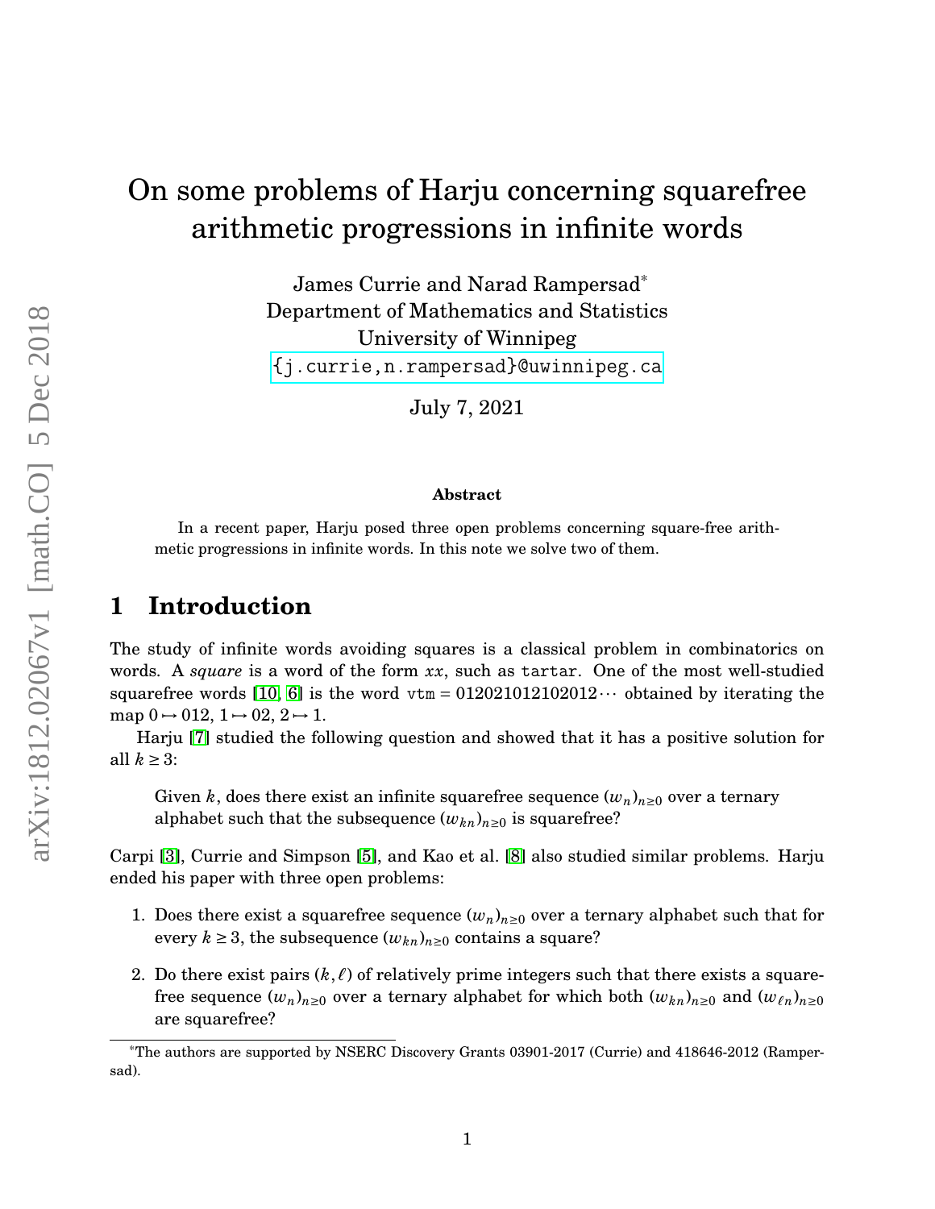# On some problems of Harju concerning squarefree arithmetic progressions in infinite words

James Currie and Narad Rampersad*
Department of Mathematics and Statistics
University of Winnipeg
{j.currie,n.rampersad}@uwinnipeg.ca

July 7, 2021

**Abstract**

In a recent paper, Harju posed three open problems concerning square-free arithmetic progressions in infinite words. In this note we solve two of them.

## 1 Introduction

The study of infinite words avoiding squares is a classical problem in combinatorics on words. A *square* is a word of the form $xx$, such as `tartar`. One of the most well-studied squarefree words [10, 6] is the word $\mathtt{vtm} = 012021012102012\cdots$ obtained by iterating the map $0 \mapsto 012$, $1 \mapsto 02$, $2 \mapsto 1$.

Harju [7] studied the following question and showed that it has a positive solution for all $k \geq 3$:

> Given $k$, does there exist an infinite squarefree sequence $(w_n)_{n\geq 0}$ over a ternary alphabet such that the subsequence $(w_{kn})_{n\geq 0}$ is squarefree?

Carpi [3], Currie and Simpson [5], and Kao et al. [8] also studied similar problems. Harju ended his paper with three open problems:

1. Does there exist a squarefree sequence $(w_n)_{n\geq 0}$ over a ternary alphabet such that for every $k \geq 3$, the subsequence $(w_{kn})_{n\geq 0}$ contains a square?
2. Do there exist pairs $(k, \ell)$ of relatively prime integers such that there exists a squarefree sequence $(w_n)_{n\geq 0}$ over a ternary alphabet for which both $(w_{kn})_{n\geq 0}$ and $(w_{\ell n})_{n\geq 0}$ are squarefree?

*The authors are supported by NSERC Discovery Grants 03901-2017 (Currie) and 418646-2012 (Rampersad).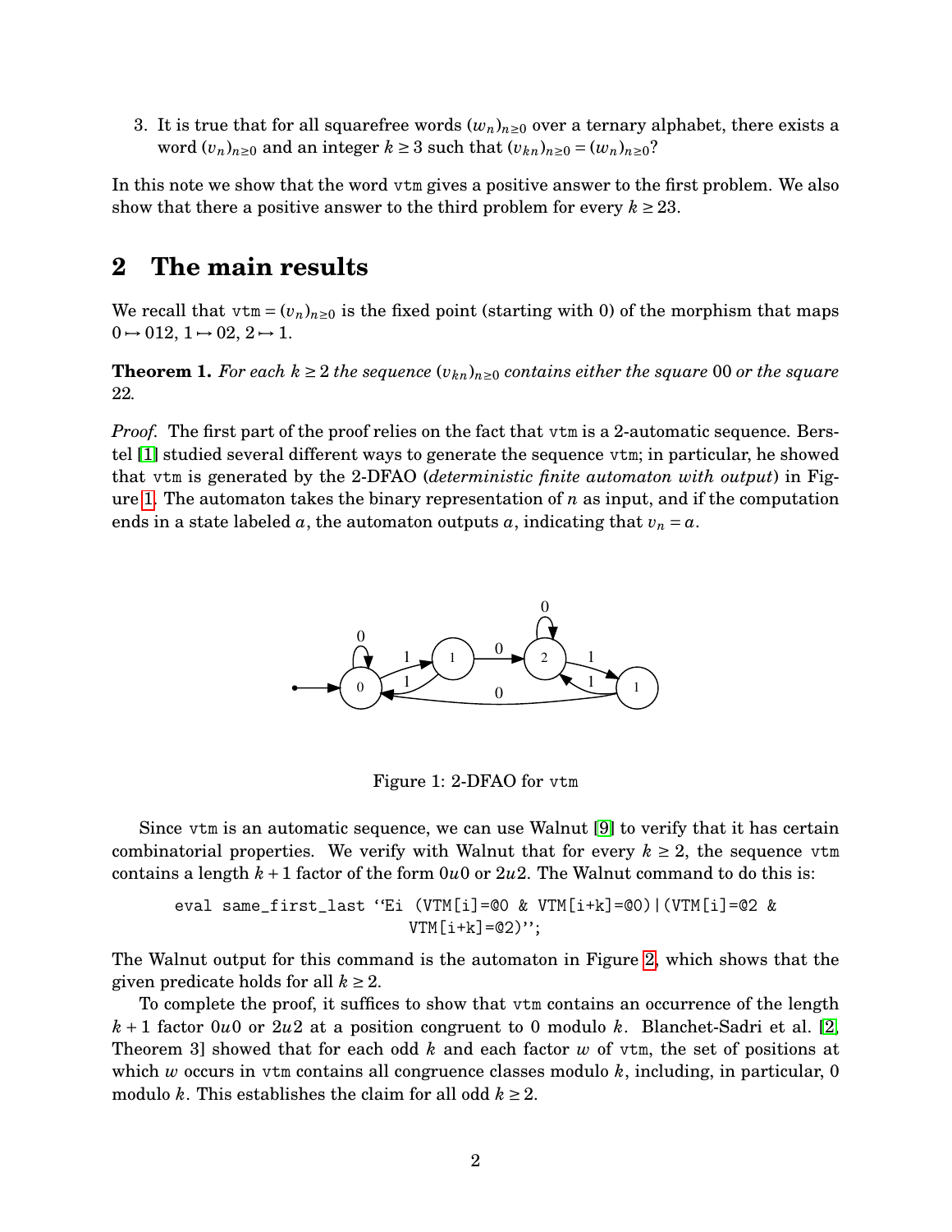3. It is true that for all squarefree words $(w_n)_{n\geq 0}$ over a ternary alphabet, there exists a word $(v_n)_{n\geq 0}$ and an integer $k \geq 3$ such that $(v_{kn})_{n\geq 0} = (w_n)_{n\geq 0}$?

In this note we show that the word vtm gives a positive answer to the first problem. We also show that there a positive answer to the third problem for every $k \geq 23$.

## 2 The main results

We recall that vtm $= (v_n)_{n\geq 0}$ is the fixed point (starting with 0) of the morphism that maps $0 \mapsto 012$, $1 \mapsto 02$, $2 \mapsto 1$.

**Theorem 1.** *For each $k \geq 2$ the sequence $(v_{kn})_{n\geq 0}$ contains either the square 00 or the square 22.*

*Proof.* The first part of the proof relies on the fact that vtm is a 2-automatic sequence. Berstel [1] studied several different ways to generate the sequence vtm; in particular, he showed that vtm is generated by the 2-DFAO (*deterministic finite automaton with output*) in Figure 1. The automaton takes the binary representation of $n$ as input, and if the computation ends in a state labeled $a$, the automaton outputs $a$, indicating that $v_n = a$.

Figure 1: 2-DFAO for vtm

Since vtm is an automatic sequence, we can use Walnut [9] to verify that it has certain combinatorial properties. We verify with Walnut that for every $k \geq 2$, the sequence vtm contains a length $k+1$ factor of the form $0u0$ or $2u2$. The Walnut command to do this is:

```
eval same_first_last ‘‘Ei (VTM[i]=@0 & VTM[i+k]=@0)|(VTM[i]=@2 &
                        VTM[i+k]=@2)’’;
```

The Walnut output for this command is the automaton in Figure 2, which shows that the given predicate holds for all $k \geq 2$.

To complete the proof, it suffices to show that vtm contains an occurrence of the length $k+1$ factor $0u0$ or $2u2$ at a position congruent to 0 modulo $k$. Blanchet-Sadri et al. [2, Theorem 3] showed that for each odd $k$ and each factor $w$ of vtm, the set of positions at which $w$ occurs in vtm contains all congruence classes modulo $k$, including, in particular, 0 modulo $k$. This establishes the claim for all odd $k \geq 2$.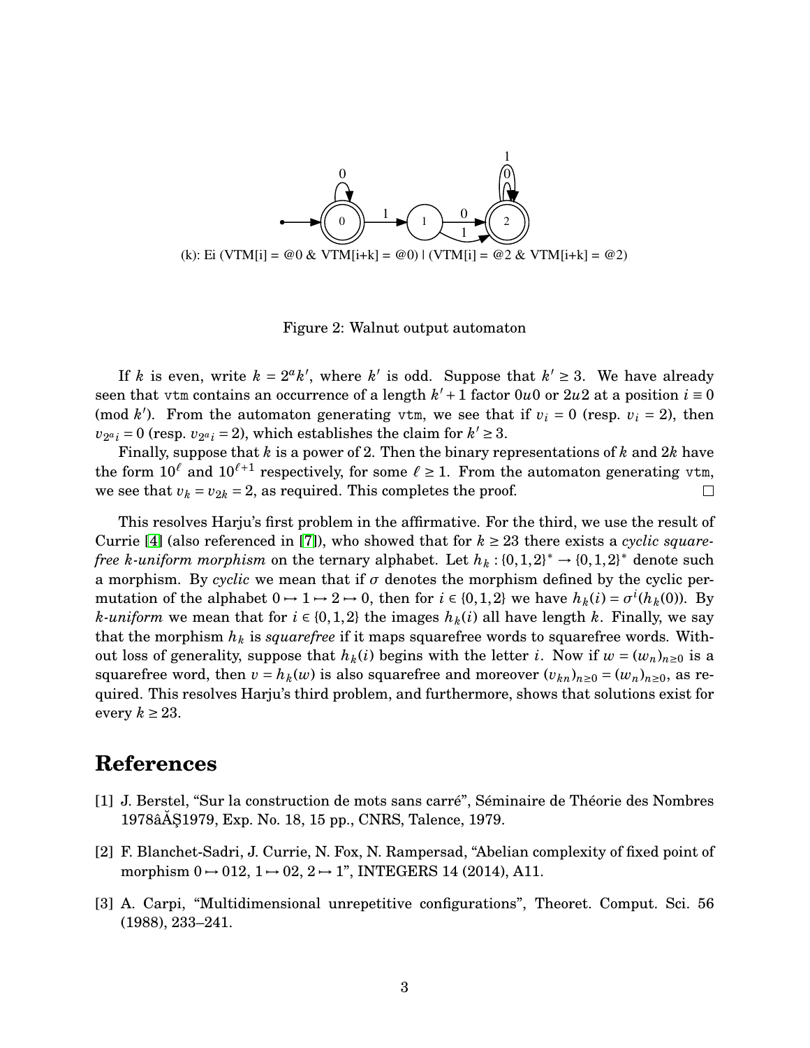(k): Ei (VTM[i] = @0 & VTM[i+k] = @0) | (VTM[i] = @2 & VTM[i+k] = @2)

Figure 2: Walnut output automaton

If $k$ is even, write $k = 2^a k'$, where $k'$ is odd. Suppose that $k' \geq 3$. We have already seen that vtm contains an occurrence of a length $k'+1$ factor $0u0$ or $2u2$ at a position $i \equiv 0 \pmod{k'}$. From the automaton generating vtm, we see that if $v_i = 0$ (resp. $v_i = 2$), then $v_{2^a i} = 0$ (resp. $v_{2^a i} = 2$), which establishes the claim for $k' \geq 3$.

Finally, suppose that $k$ is a power of 2. Then the binary representations of $k$ and $2k$ have the form $10^\ell$ and $10^{\ell+1}$ respectively, for some $\ell \geq 1$. From the automaton generating vtm, we see that $v_k = v_{2k} = 2$, as required. This completes the proof. □

This resolves Harju's first problem in the affirmative. For the third, we use the result of Currie [4] (also referenced in [7]), who showed that for $k \geq 23$ there exists a *cyclic squarefree k-uniform morphism* on the ternary alphabet. Let $h_k : \{0,1,2\}^* \to \{0,1,2\}^*$ denote such a morphism. By *cyclic* we mean that if $\sigma$ denotes the morphism defined by the cyclic permutation of the alphabet $0 \mapsto 1 \mapsto 2 \mapsto 0$, then for $i \in \{0,1,2\}$ we have $h_k(i) = \sigma^i(h_k(0))$. By *k-uniform* we mean that for $i \in \{0,1,2\}$ the images $h_k(i)$ all have length $k$. Finally, we say that the morphism $h_k$ is *squarefree* if it maps squarefree words to squarefree words. Without loss of generality, suppose that $h_k(i)$ begins with the letter $i$. Now if $w = (w_n)_{n\geq 0}$ is a squarefree word, then $v = h_k(w)$ is also squarefree and moreover $(v_{kn})_{n\geq 0} = (w_n)_{n\geq 0}$, as required. This resolves Harju's third problem, and furthermore, shows that solutions exist for every $k \geq 23$.

# References

[1] J. Berstel, "Sur la construction de mots sans carré", Séminaire de Théorie des Nombres 1978âĂŞ1979, Exp. No. 18, 15 pp., CNRS, Talence, 1979.

[2] F. Blanchet-Sadri, J. Currie, N. Fox, N. Rampersad, "Abelian complexity of fixed point of morphism $0 \mapsto 012$, $1 \mapsto 02$, $2 \mapsto 1$", INTEGERS 14 (2014), A11.

[3] A. Carpi, "Multidimensional unrepetitive configurations", Theoret. Comput. Sci. 56 (1988), 233–241.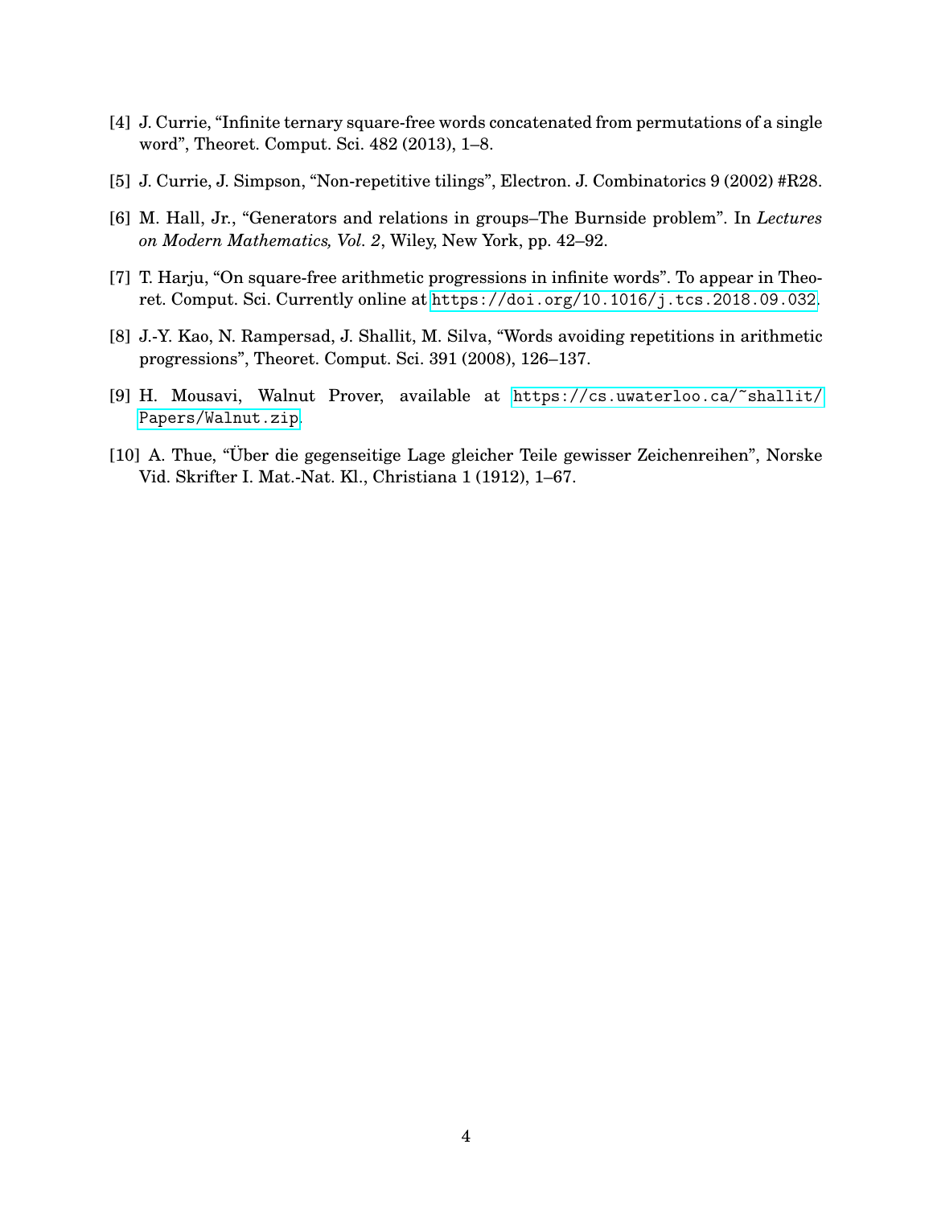[4] J. Currie, “Infinite ternary square-free words concatenated from permutations of a single word”, Theoret. Comput. Sci. 482 (2013), 1–8.

[5] J. Currie, J. Simpson, “Non-repetitive tilings”, Electron. J. Combinatorics 9 (2002) #R28.

[6] M. Hall, Jr., “Generators and relations in groups–The Burnside problem”. In *Lectures on Modern Mathematics, Vol. 2*, Wiley, New York, pp. 42–92.

[7] T. Harju, “On square-free arithmetic progressions in infinite words”. To appear in Theoret. Comput. Sci. Currently online at https://doi.org/10.1016/j.tcs.2018.09.032.

[8] J.-Y. Kao, N. Rampersad, J. Shallit, M. Silva, “Words avoiding repetitions in arithmetic progressions”, Theoret. Comput. Sci. 391 (2008), 126–137.

[9] H. Mousavi, Walnut Prover, available at https://cs.uwaterloo.ca/~shallit/Papers/Walnut.zip.

[10] A. Thue, “Über die gegenseitige Lage gleicher Teile gewisser Zeichenreihen”, Norske Vid. Skrifter I. Mat.-Nat. Kl., Christiana 1 (1912), 1–67.